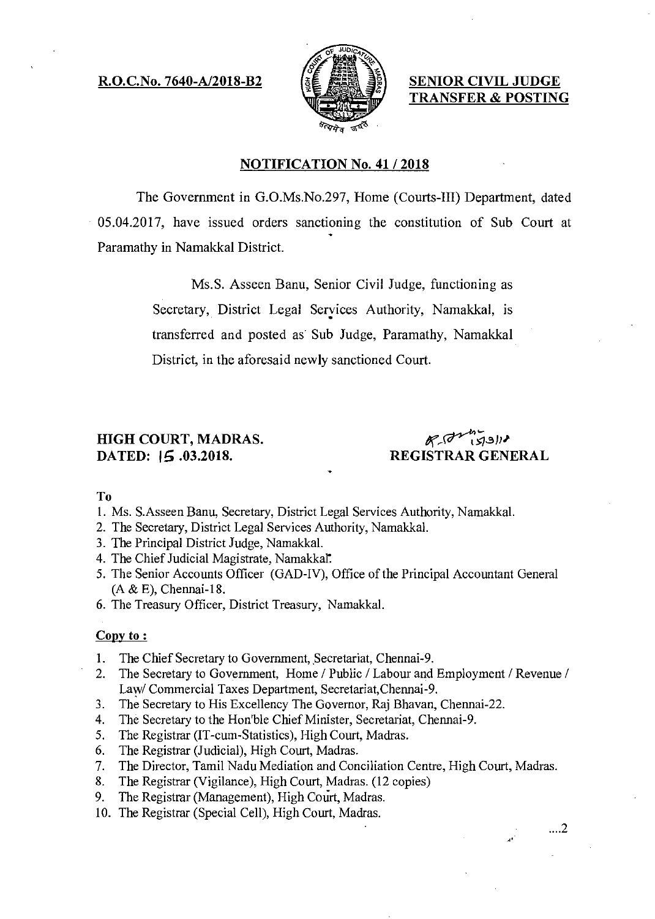**R.O.C.No. 7640-A/2018-B2**

**SENIOR CIVIL JUDGE TRANSFER & POSTING**

## NOTIFICATION No. 41 / 2018

The Government in G.O.Ms.No.297, Home (Courts-III) Department, dated 05.04.2017, have issued orders sanctioning the constitution of Sub Court at Paramathy in Namakkal District.

Ms.S. Asseen Banu, Senior Civil Judge, functioning as Secretary, District Legal Services Authority, Namakkal, is transferred and posted as Sub Judge, Paramathy, Namakkal District, in the aforesaid newly sanctioned Court.

**HIGH COURT, MADRAS.**
**DATED: 15 .03.2018.**

**REGISTRAR GENERAL**

**To**

1. Ms. S.Asseen Banu, Secretary, District Legal Services Authority, Namakkal.
2. The Secretary, District Legal Services Authority, Namakkal.
3. The Principal District Judge, Namakkal.
4. The Chief Judicial Magistrate, Namakkal.
5. The Senior Accounts Officer (GAD-IV), Office of the Principal Accountant General (A & E), Chennai-18.
6. The Treasury Officer, District Treasury, Namakkal.

**Copy to :**

1. The Chief Secretary to Government, Secretariat, Chennai-9.
2. The Secretary to Government, Home / Public / Labour and Employment / Revenue / Law/ Commercial Taxes Department, Secretariat,Chennai-9.
3. The Secretary to His Excellency The Governor, Raj Bhavan, Chennai-22.
4. The Secretary to the Hon'ble Chief Minister, Secretariat, Chennai-9.
5. The Registrar (IT-cum-Statistics), High Court, Madras.
6. The Registrar (Judicial), High Court, Madras.
7. The Director, Tamil Nadu Mediation and Conciliation Centre, High Court, Madras.
8. The Registrar (Vigilance), High Court, Madras. (12 copies)
9. The Registrar (Management), High Court, Madras.
10. The Registrar (Special Cell), High Court, Madras.

....2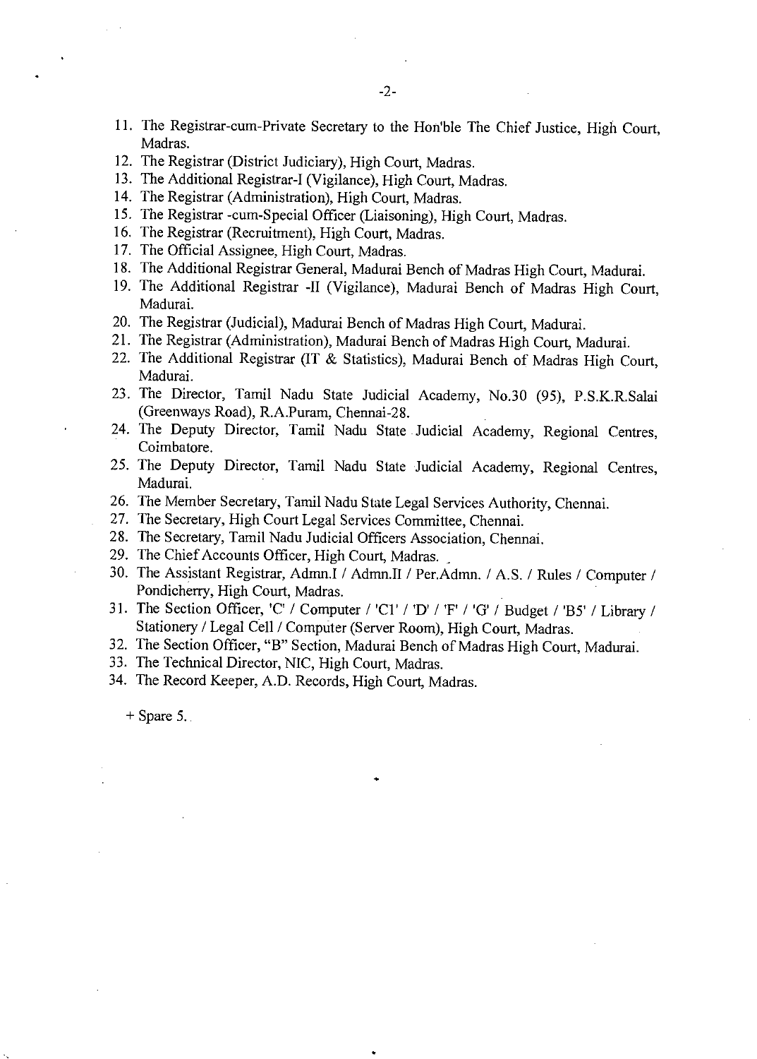11. The Registrar-cum-Private Secretary to the Hon'ble The Chief Justice, High Court, Madras.
12. The Registrar (District Judiciary), High Court, Madras.
13. The Additional Registrar-I (Vigilance), High Court, Madras.
14. The Registrar (Administration), High Court, Madras.
15. The Registrar -cum-Special Officer (Liaisoning), High Court, Madras.
16. The Registrar (Recruitment), High Court, Madras.
17. The Official Assignee, High Court, Madras.
18. The Additional Registrar General, Madurai Bench of Madras High Court, Madurai.
19. The Additional Registrar -II (Vigilance), Madurai Bench of Madras High Court, Madurai.
20. The Registrar (Judicial), Madurai Bench of Madras High Court, Madurai.
21. The Registrar (Administration), Madurai Bench of Madras High Court, Madurai.
22. The Additional Registrar (IT & Statistics), Madurai Bench of Madras High Court, Madurai.
23. The Director, Tamil Nadu State Judicial Academy, No.30 (95), P.S.K.R.Salai (Greenways Road), R.A.Puram, Chennai-28.
24. The Deputy Director, Tamil Nadu State Judicial Academy, Regional Centres, Coimbatore.
25. The Deputy Director, Tamil Nadu State Judicial Academy, Regional Centres, Madurai.
26. The Member Secretary, Tamil Nadu State Legal Services Authority, Chennai.
27. The Secretary, High Court Legal Services Committee, Chennai.
28. The Secretary, Tamil Nadu Judicial Officers Association, Chennai.
29. The Chief Accounts Officer, High Court, Madras.
30. The Assistant Registrar, Admn.I / Admn.II / Per.Admn. / A.S. / Rules / Computer / Pondicherry, High Court, Madras.
31. The Section Officer, 'C' / Computer / 'C1' / 'D' / 'F' / 'G' / Budget / 'B5' / Library / Stationery / Legal Cell / Computer (Server Room), High Court, Madras.
32. The Section Officer, "B" Section, Madurai Bench of Madras High Court, Madurai.
33. The Technical Director, NIC, High Court, Madras.
34. The Record Keeper, A.D. Records, High Court, Madras.

+ Spare 5.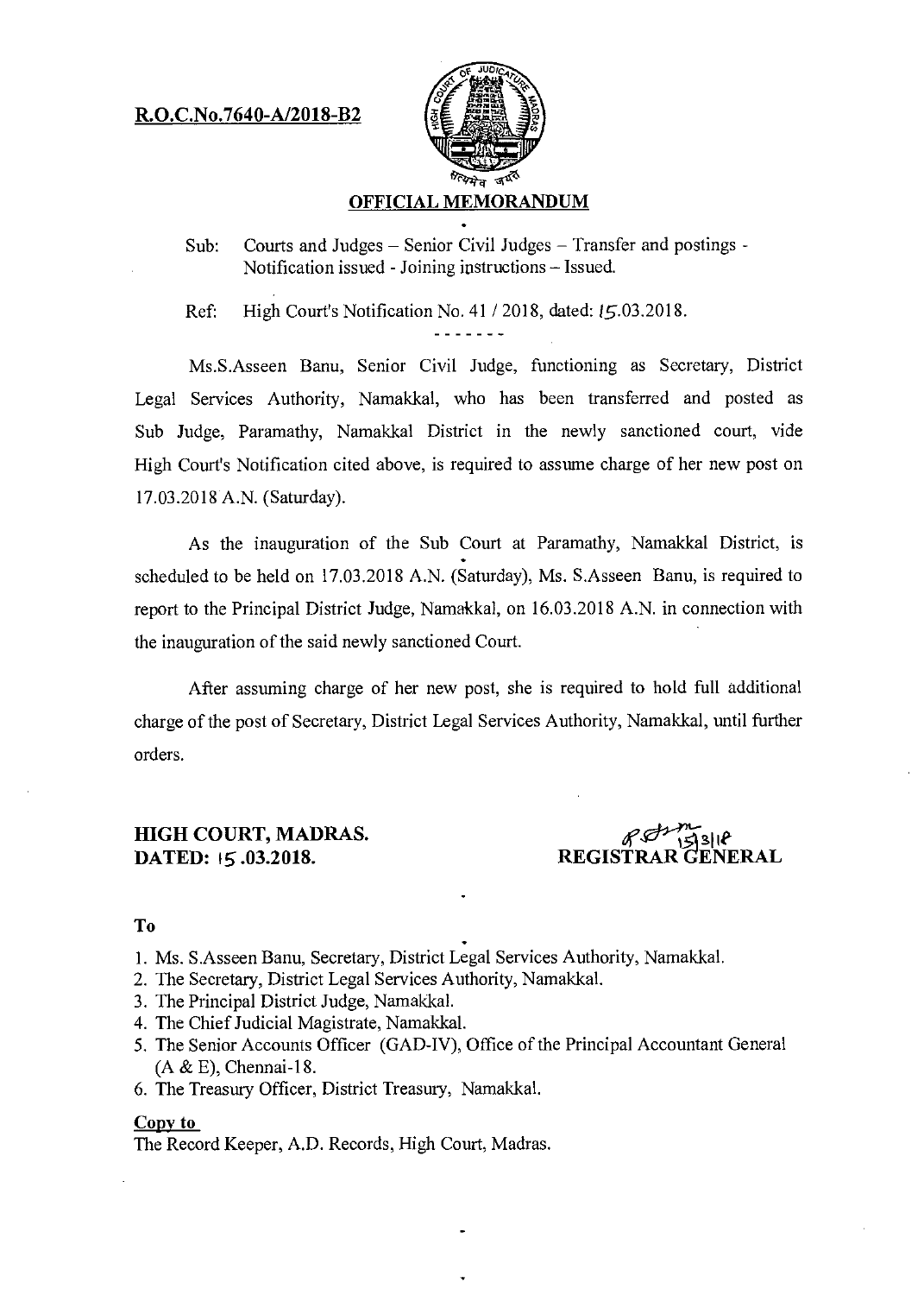**R.O.C.No.7640-A/2018-B2**

## OFFICIAL MEMORANDUM

Sub: Courts and Judges – Senior Civil Judges – Transfer and postings - Notification issued - Joining instructions – Issued.

Ref: High Court's Notification No. 41 / 2018, dated: 15.03.2018.

- - - - - - -

Ms.S.Asseen Banu, Senior Civil Judge, functioning as Secretary, District Legal Services Authority, Namakkal, who has been transferred and posted as Sub Judge, Paramathy, Namakkal District in the newly sanctioned court, vide High Court's Notification cited above, is required to assume charge of her new post on 17.03.2018 A.N. (Saturday).

As the inauguration of the Sub Court at Paramathy, Namakkal District, is scheduled to be held on 17.03.2018 A.N. (Saturday), Ms. S.Asseen Banu, is required to report to the Principal District Judge, Namakkal, on 16.03.2018 A.N. in connection with the inauguration of the said newly sanctioned Court.

After assuming charge of her new post, she is required to hold full additional charge of the post of Secretary, District Legal Services Authority, Namakkal, until further orders.

**HIGH COURT, MADRAS.**
**DATED: 15.03.2018.**

15/3/18
**REGISTRAR GENERAL**

**To**

1. Ms. S.Asseen Banu, Secretary, District Legal Services Authority, Namakkal.
2. The Secretary, District Legal Services Authority, Namakkal.
3. The Principal District Judge, Namakkal.
4. The Chief Judicial Magistrate, Namakkal.
5. The Senior Accounts Officer (GAD-IV), Office of the Principal Accountant General (A & E), Chennai-18.
6. The Treasury Officer, District Treasury, Namakkal.

**Copy to**

The Record Keeper, A.D. Records, High Court, Madras.